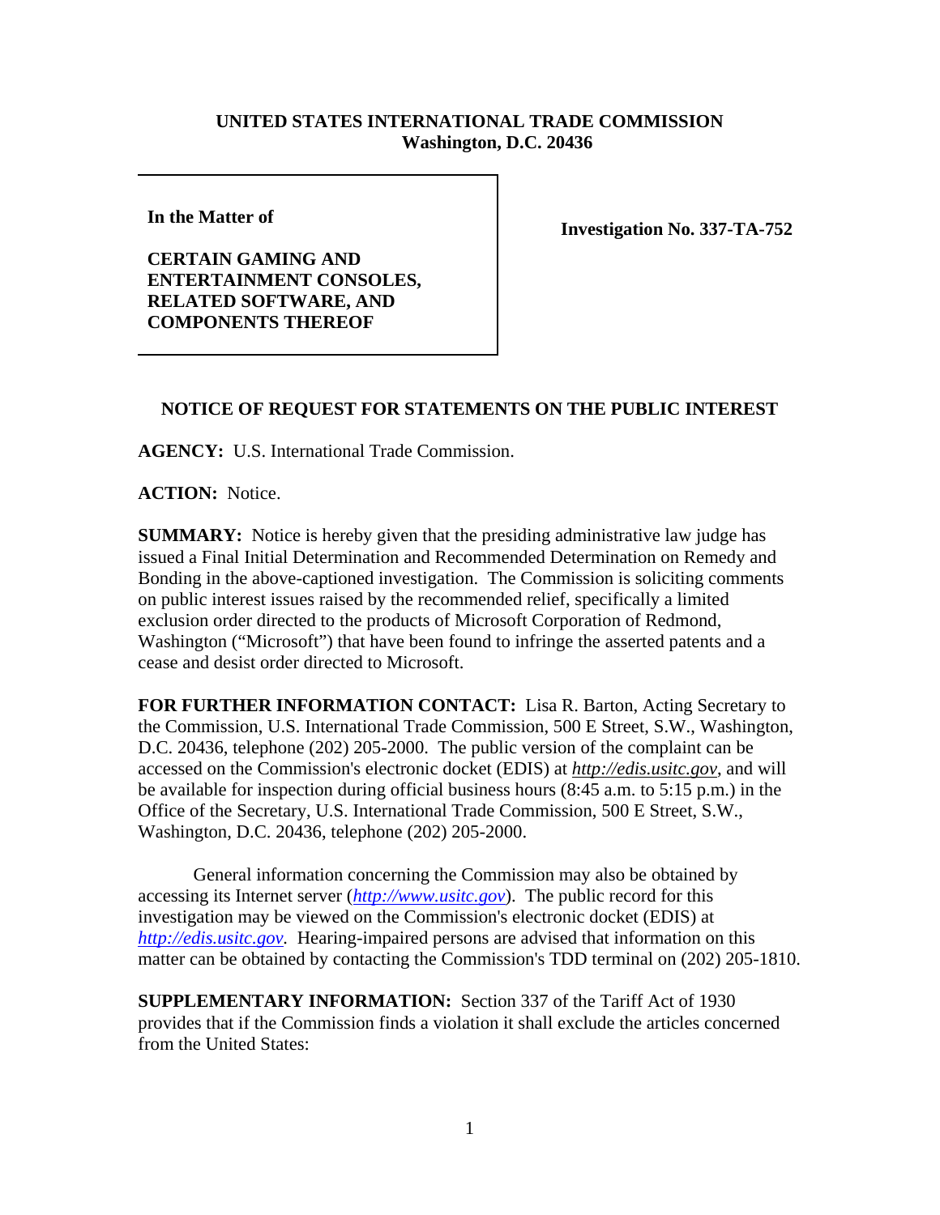**UNITED STATES INTERNATIONAL TRADE COMMISSION**
**Washington, D.C. 20436**

| In the Matter of<br><br>**CERTAIN GAMING AND ENTERTAINMENT CONSOLES, RELATED SOFTWARE, AND COMPONENTS THEREOF** | **Investigation No. 337-TA-752** |
|---|---|

**NOTICE OF REQUEST FOR STATEMENTS ON THE PUBLIC INTEREST**

**AGENCY:** U.S. International Trade Commission.

**ACTION:** Notice.

**SUMMARY:** Notice is hereby given that the presiding administrative law judge has issued a Final Initial Determination and Recommended Determination on Remedy and Bonding in the above-captioned investigation. The Commission is soliciting comments on public interest issues raised by the recommended relief, specifically a limited exclusion order directed to the products of Microsoft Corporation of Redmond, Washington ("Microsoft") that have been found to infringe the asserted patents and a cease and desist order directed to Microsoft.

**FOR FURTHER INFORMATION CONTACT:** Lisa R. Barton, Acting Secretary to the Commission, U.S. International Trade Commission, 500 E Street, S.W., Washington, D.C. 20436, telephone (202) 205-2000. The public version of the complaint can be accessed on the Commission's electronic docket (EDIS) at *http://edis.usitc.gov*, and will be available for inspection during official business hours (8:45 a.m. to 5:15 p.m.) in the Office of the Secretary, U.S. International Trade Commission, 500 E Street, S.W., Washington, D.C. 20436, telephone (202) 205-2000.

General information concerning the Commission may also be obtained by accessing its Internet server (*http://www.usitc.gov*). The public record for this investigation may be viewed on the Commission's electronic docket (EDIS) at *http://edis.usitc.gov*. Hearing-impaired persons are advised that information on this matter can be obtained by contacting the Commission's TDD terminal on (202) 205-1810.

**SUPPLEMENTARY INFORMATION:** Section 337 of the Tariff Act of 1930 provides that if the Commission finds a violation it shall exclude the articles concerned from the United States: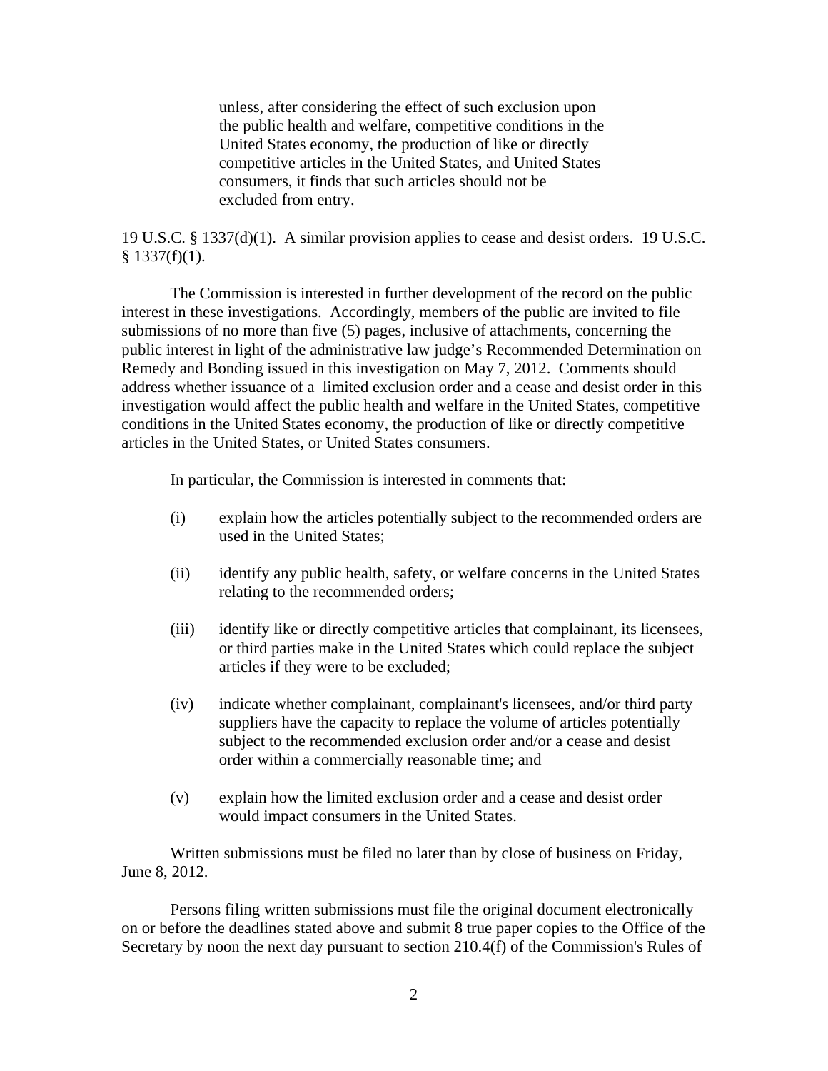> unless, after considering the effect of such exclusion upon the public health and welfare, competitive conditions in the United States economy, the production of like or directly competitive articles in the United States, and United States consumers, it finds that such articles should not be excluded from entry.

19 U.S.C. § 1337(d)(1). A similar provision applies to cease and desist orders. 19 U.S.C. § 1337(f)(1).

The Commission is interested in further development of the record on the public interest in these investigations. Accordingly, members of the public are invited to file submissions of no more than five (5) pages, inclusive of attachments, concerning the public interest in light of the administrative law judge's Recommended Determination on Remedy and Bonding issued in this investigation on May 7, 2012. Comments should address whether issuance of a limited exclusion order and a cease and desist order in this investigation would affect the public health and welfare in the United States, competitive conditions in the United States economy, the production of like or directly competitive articles in the United States, or United States consumers.

In particular, the Commission is interested in comments that:

(i) explain how the articles potentially subject to the recommended orders are used in the United States;

(ii) identify any public health, safety, or welfare concerns in the United States relating to the recommended orders;

(iii) identify like or directly competitive articles that complainant, its licensees, or third parties make in the United States which could replace the subject articles if they were to be excluded;

(iv) indicate whether complainant, complainant's licensees, and/or third party suppliers have the capacity to replace the volume of articles potentially subject to the recommended exclusion order and/or a cease and desist order within a commercially reasonable time; and

(v) explain how the limited exclusion order and a cease and desist order would impact consumers in the United States.

Written submissions must be filed no later than by close of business on Friday, June 8, 2012.

Persons filing written submissions must file the original document electronically on or before the deadlines stated above and submit 8 true paper copies to the Office of the Secretary by noon the next day pursuant to section 210.4(f) of the Commission's Rules of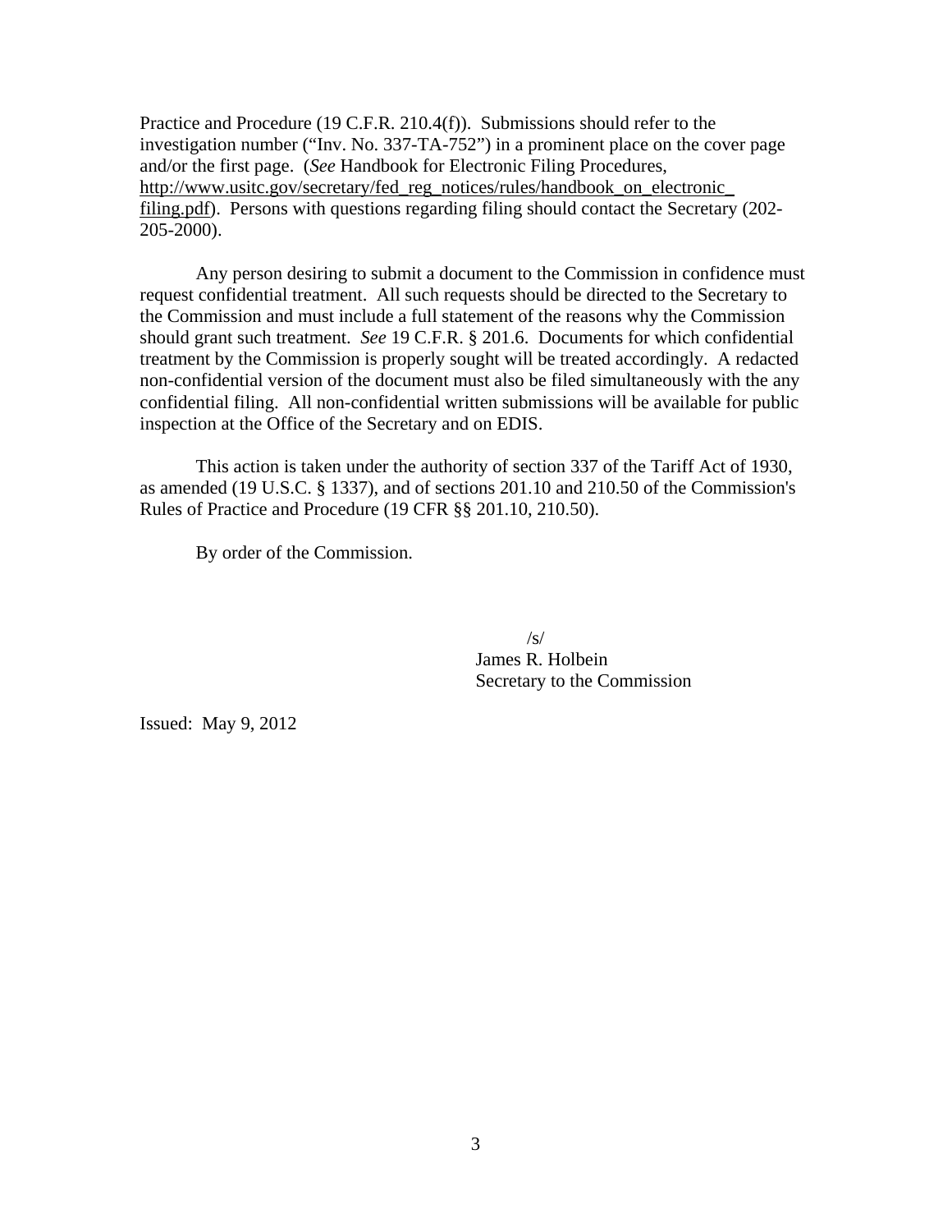Practice and Procedure (19 C.F.R. 210.4(f)). Submissions should refer to the investigation number ("Inv. No. 337-TA-752") in a prominent place on the cover page and/or the first page. (*See* Handbook for Electronic Filing Procedures, http://www.usitc.gov/secretary/fed_reg_notices/rules/handbook_on_electronic_filing.pdf). Persons with questions regarding filing should contact the Secretary (202-205-2000).

Any person desiring to submit a document to the Commission in confidence must request confidential treatment. All such requests should be directed to the Secretary to the Commission and must include a full statement of the reasons why the Commission should grant such treatment. *See* 19 C.F.R. § 201.6. Documents for which confidential treatment by the Commission is properly sought will be treated accordingly. A redacted non-confidential version of the document must also be filed simultaneously with the any confidential filing. All non-confidential written submissions will be available for public inspection at the Office of the Secretary and on EDIS.

This action is taken under the authority of section 337 of the Tariff Act of 1930, as amended (19 U.S.C. § 1337), and of sections 201.10 and 210.50 of the Commission's Rules of Practice and Procedure (19 CFR §§ 201.10, 210.50).

By order of the Commission.

/s/
James R. Holbein
Secretary to the Commission

Issued: May 9, 2012